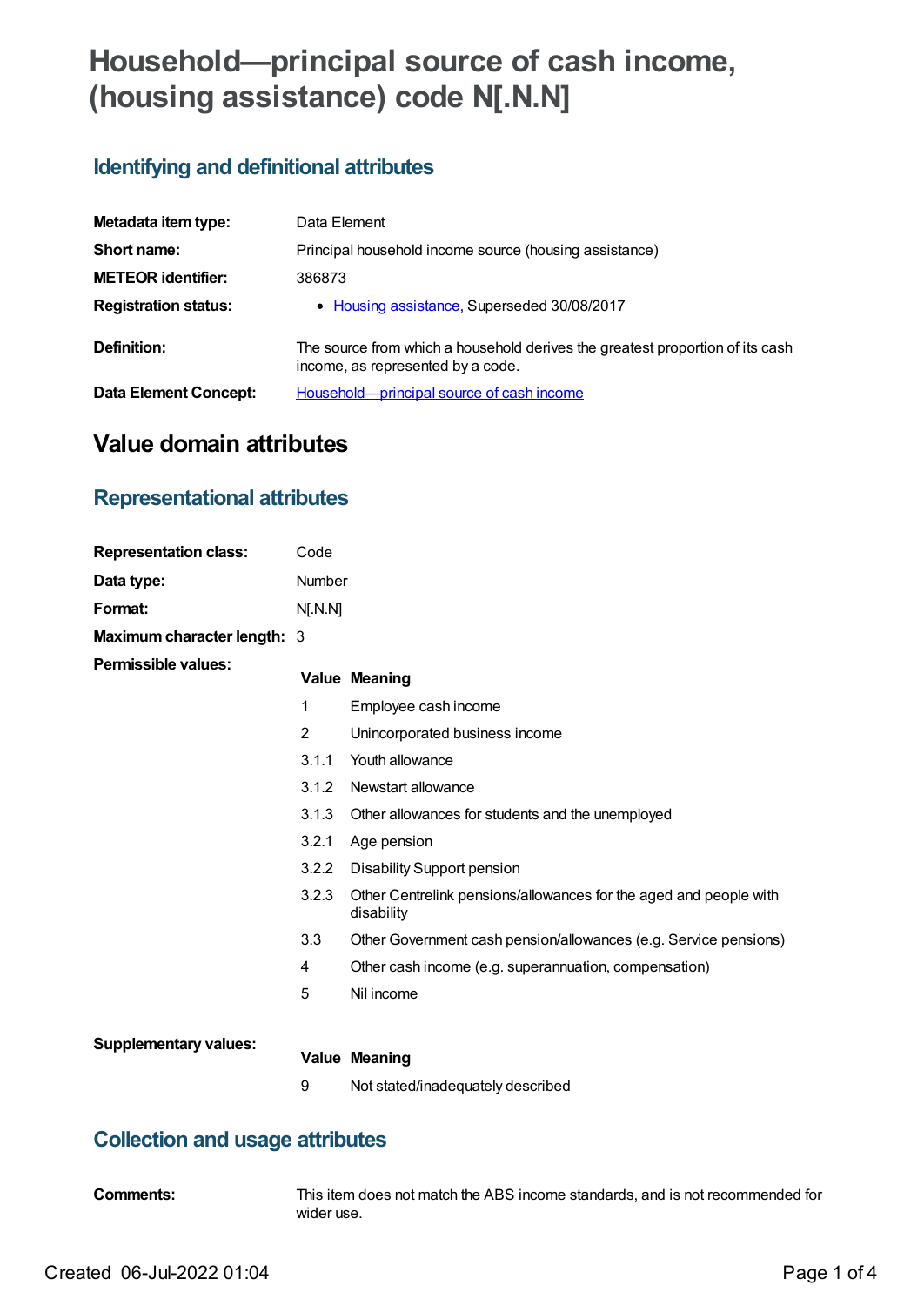# Household—principal source of cash income, (housing assistance) code N[.N.N]

## Identifying and definitional attributes

| | |
|---|---|
| **Metadata item type:** | Data Element |
| **Short name:** | Principal household income source (housing assistance) |
| **METEOR identifier:** | 386873 |
| **Registration status:** | • Housing assistance, Superseded 30/08/2017 |
| **Definition:** | The source from which a household derives the greatest proportion of its cash income, as represented by a code. |
| **Data Element Concept:** | Household—principal source of cash income |

# Value domain attributes

## Representational attributes

| | |
|---|---|
| **Representation class:** | Code |
| **Data type:** | Number |
| **Format:** | N[.N.N] |
| **Maximum character length:** | 3 |

**Permissible values:**

| Value | Meaning |
|---|---|
| 1 | Employee cash income |
| 2 | Unincorporated business income |
| 3.1.1 | Youth allowance |
| 3.1.2 | Newstart allowance |
| 3.1.3 | Other allowances for students and the unemployed |
| 3.2.1 | Age pension |
| 3.2.2 | Disability Support pension |
| 3.2.3 | Other Centrelink pensions/allowances for the aged and people with disability |
| 3.3 | Other Government cash pension/allowances (e.g. Service pensions) |
| 4 | Other cash income (e.g. superannuation, compensation) |
| 5 | Nil income |

**Supplementary values:**

| Value | Meaning |
|---|---|
| 9 | Not stated/inadequately described |

## Collection and usage attributes

**Comments:** This item does not match the ABS income standards, and is not recommended for wider use.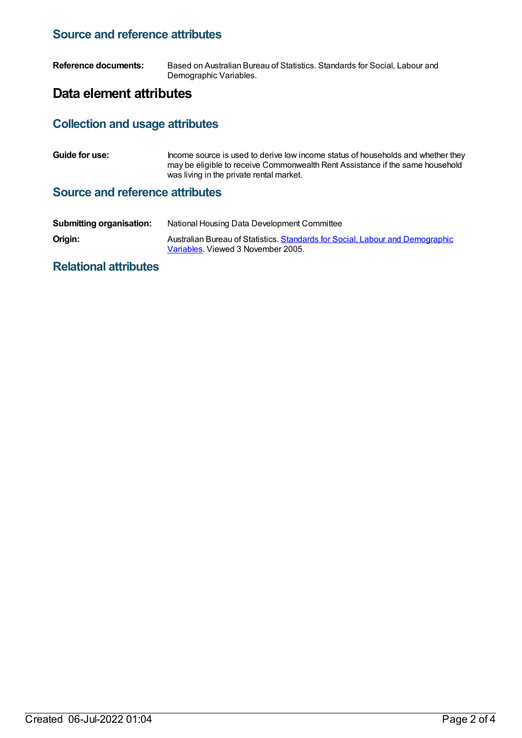### Source and reference attributes

**Reference documents:** Based on Australian Bureau of Statistics. Standards for Social, Labour and Demographic Variables.

## Data element attributes

### Collection and usage attributes

**Guide for use:** Income source is used to derive low income status of households and whether they may be eligible to receive Commonwealth Rent Assistance if the same household was living in the private rental market.

### Source and reference attributes

**Submitting organisation:** National Housing Data Development Committee

**Origin:** Australian Bureau of Statistics. Standards for Social, Labour and Demographic Variables. Viewed 3 November 2005.

### Relational attributes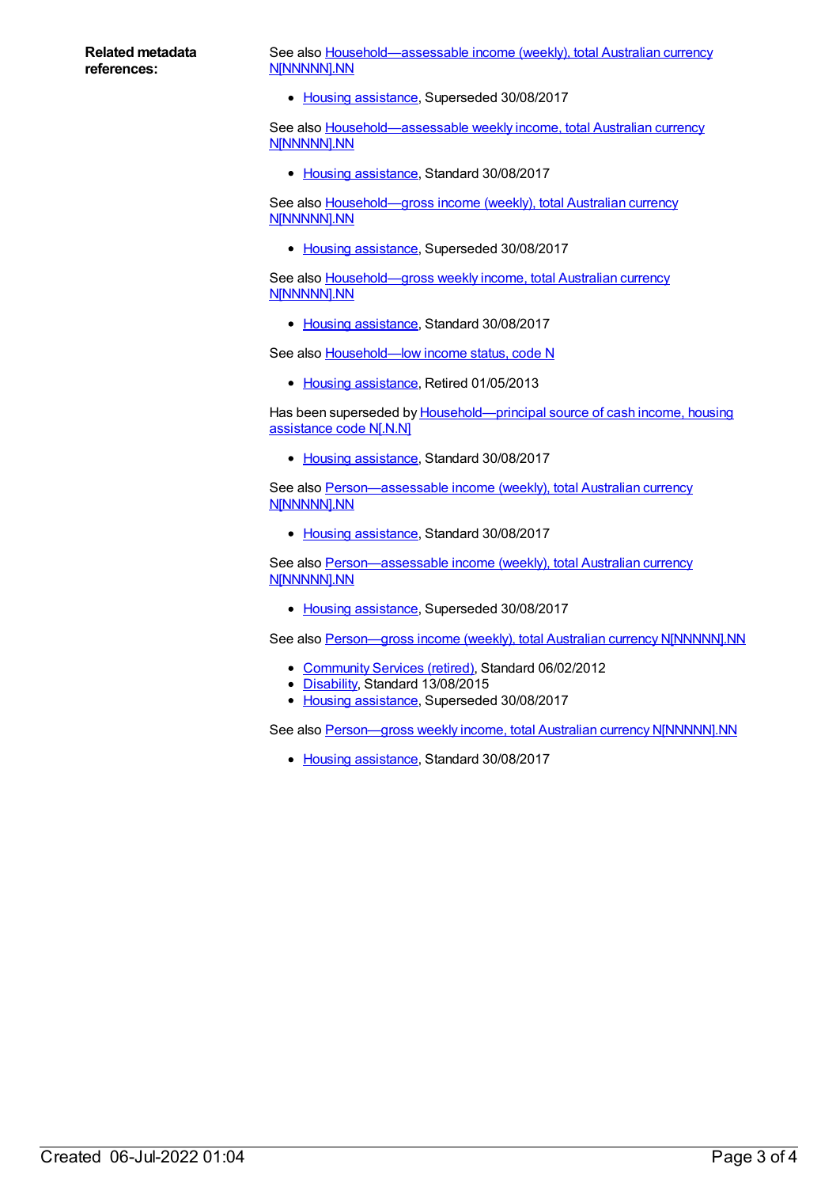**Related metadata references:**

See also Household—assessable income (weekly), total Australian currency N[NNNNN].NN

- Housing assistance, Superseded 30/08/2017

See also Household—assessable weekly income, total Australian currency N[NNNNN].NN

- Housing assistance, Standard 30/08/2017

See also Household—gross income (weekly), total Australian currency N[NNNNN].NN

- Housing assistance, Superseded 30/08/2017

See also Household—gross weekly income, total Australian currency N[NNNNN].NN

- Housing assistance, Standard 30/08/2017

See also Household—low income status, code N

- Housing assistance, Retired 01/05/2013

Has been superseded by Household—principal source of cash income, housing assistance code N[.N.N]

- Housing assistance, Standard 30/08/2017

See also Person—assessable income (weekly), total Australian currency N[NNNNN].NN

- Housing assistance, Standard 30/08/2017

See also Person—assessable income (weekly), total Australian currency N[NNNNN].NN

- Housing assistance, Superseded 30/08/2017

See also Person—gross income (weekly), total Australian currency N[NNNNN].NN

- Community Services (retired), Standard 06/02/2012
- Disability, Standard 13/08/2015
- Housing assistance, Superseded 30/08/2017

See also Person—gross weekly income, total Australian currency N[NNNNN].NN

- Housing assistance, Standard 30/08/2017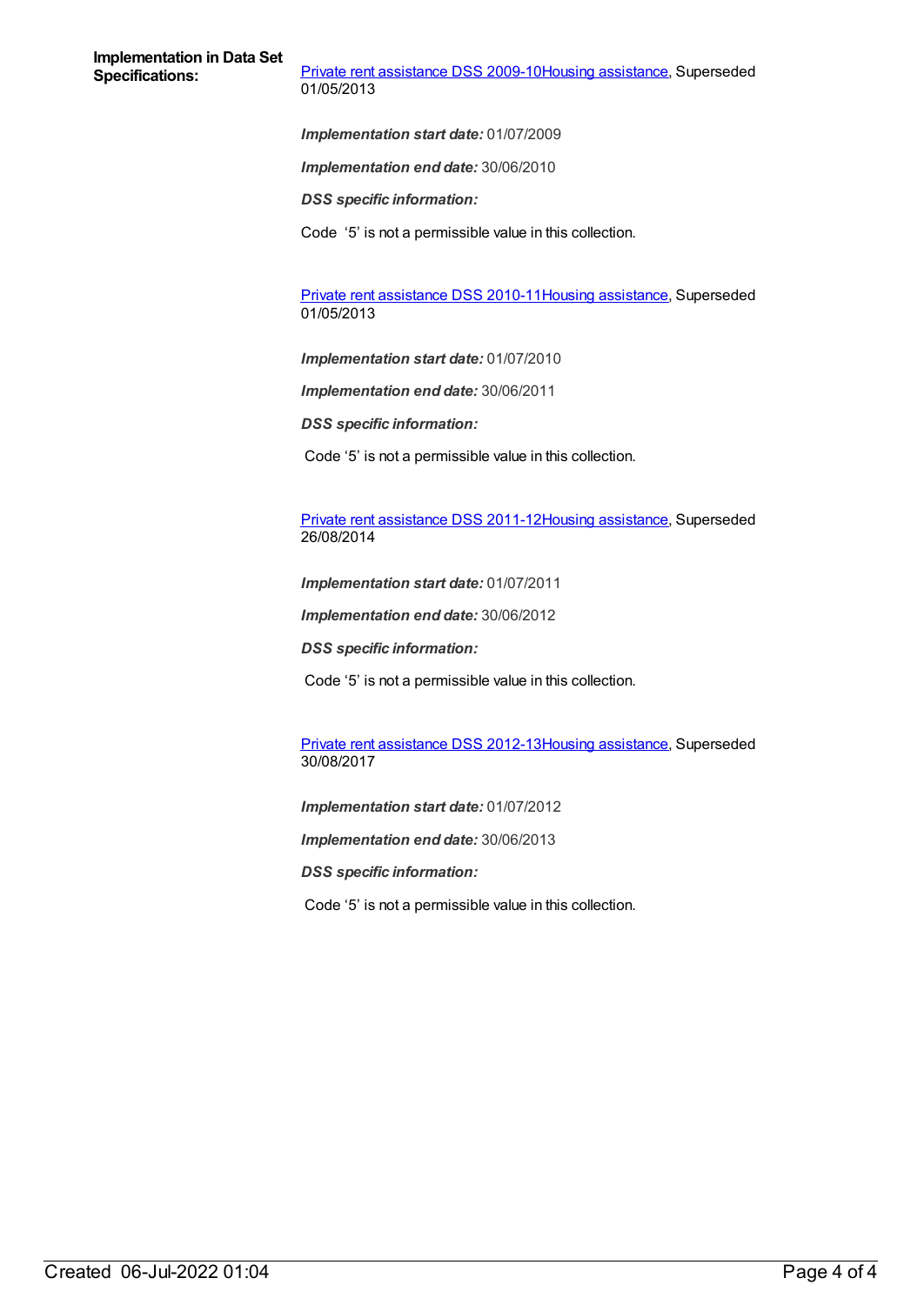**Implementation in Data Set Specifications:**

Private rent assistance DSS 2009-10Housing assistance, Superseded 01/05/2013

***Implementation start date:*** 01/07/2009

***Implementation end date:*** 30/06/2010

***DSS specific information:***

Code '5' is not a permissible value in this collection.

Private rent assistance DSS 2010-11Housing assistance, Superseded 01/05/2013

***Implementation start date:*** 01/07/2010

***Implementation end date:*** 30/06/2011

***DSS specific information:***

Code '5' is not a permissible value in this collection.

Private rent assistance DSS 2011-12Housing assistance, Superseded 26/08/2014

***Implementation start date:*** 01/07/2011

***Implementation end date:*** 30/06/2012

***DSS specific information:***

Code '5' is not a permissible value in this collection.

Private rent assistance DSS 2012-13Housing assistance, Superseded 30/08/2017

***Implementation start date:*** 01/07/2012

***Implementation end date:*** 30/06/2013

***DSS specific information:***

Code '5' is not a permissible value in this collection.